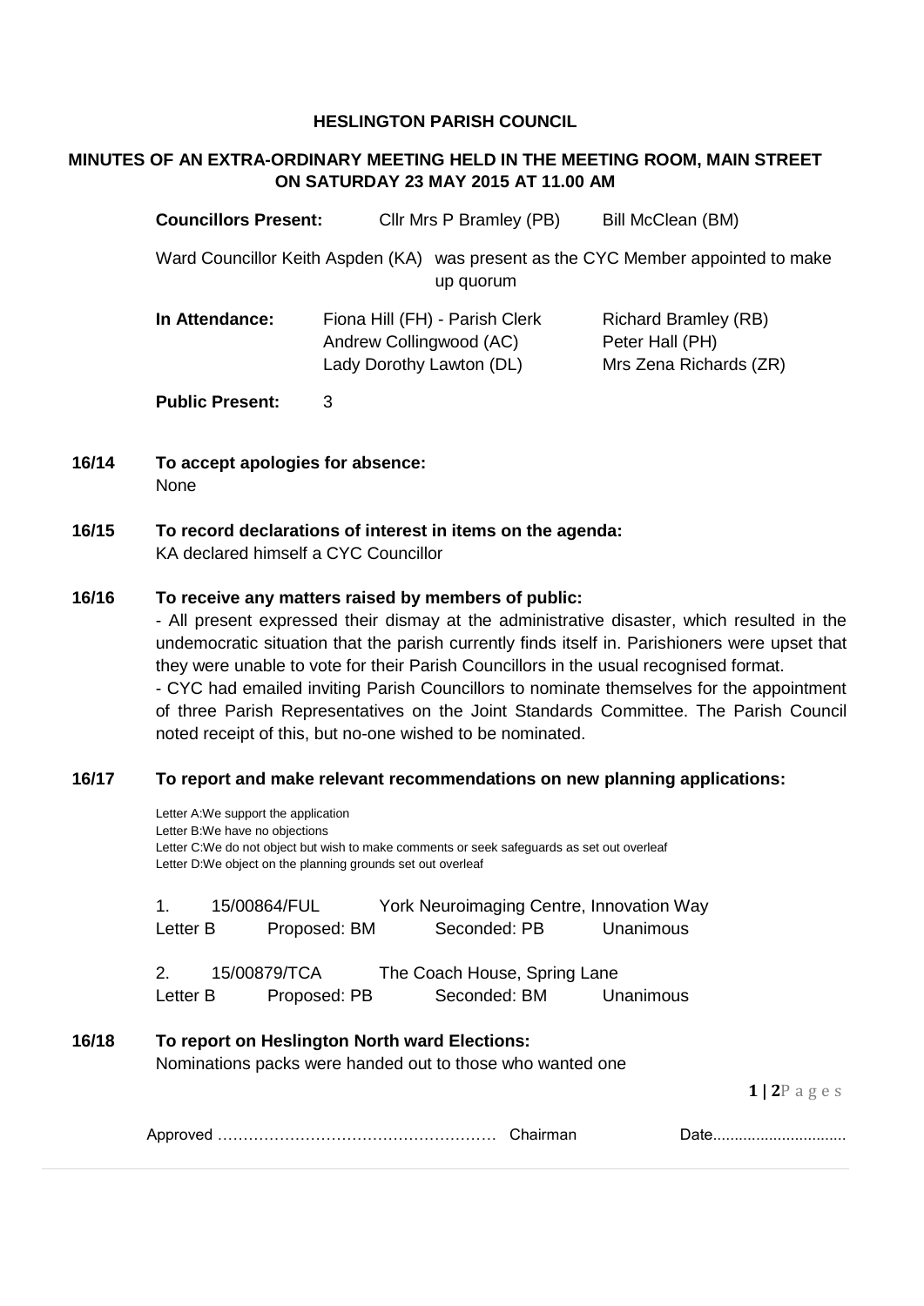# HESLINGTON PARISH COUNCIL

## MINUTES OF AN EXTRA-ORDINARY MEETING HELD IN THE MEETING ROOM, MAIN STREET ON SATURDAY 23 MAY 2015 AT 11.00 AM

**Councillors Present:** Cllr Mrs P Bramley (PB) Bill McClean (BM)

Ward Councillor Keith Aspden (KA) was present as the CYC Member appointed to make up quorum

**In Attendance:** Fiona Hill (FH) - Parish Clerk, Andrew Collingwood (AC), Lady Dorothy Lawton (DL), Richard Bramley (RB), Peter Hall (PH), Mrs Zena Richards (ZR)

**Public Present:** 3

**16/14 To accept apologies for absence:**
None

**16/15 To record declarations of interest in items on the agenda:**
KA declared himself a CYC Councillor

**16/16 To receive any matters raised by members of public:**

- All present expressed their dismay at the administrative disaster, which resulted in the undemocratic situation that the parish currently finds itself in. Parishioners were upset that they were unable to vote for their Parish Councillors in the usual recognised format.
- CYC had emailed inviting Parish Councillors to nominate themselves for the appointment of three Parish Representatives on the Joint Standards Committee. The Parish Council noted receipt of this, but no-one wished to be nominated.

**16/17 To report and make relevant recommendations on new planning applications:**

Letter A:We support the application
Letter B:We have no objections
Letter C:We do not object but wish to make comments or seek safeguards as set out overleaf
Letter D:We object on the planning grounds set out overleaf

1. 15/00864/FUL York Neuroimaging Centre, Innovation Way
Letter B Proposed: BM Seconded: PB Unanimous

2. 15/00879/TCA The Coach House, Spring Lane
Letter B Proposed: PB Seconded: BM Unanimous

**16/18 To report on Heslington North ward Elections:**
Nominations packs were handed out to those who wanted one

Approved …………………………………………… Chairman Date..............................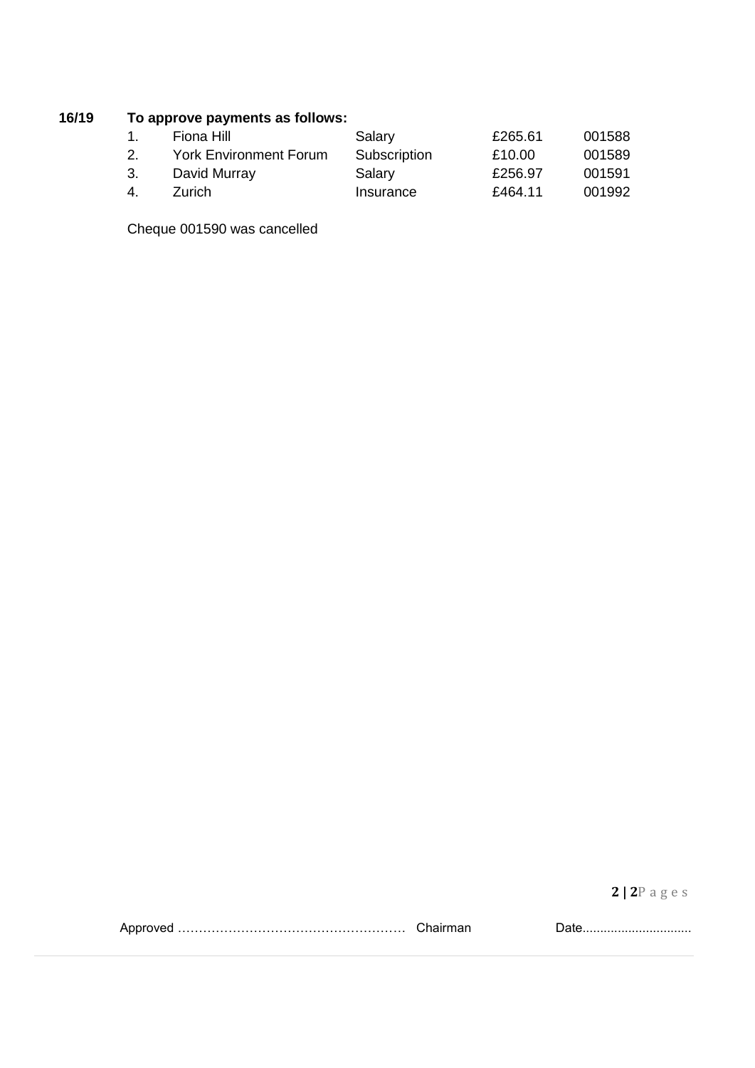**16/19 To approve payments as follows:**

| | | | | |
|---|---|---|---|---|
| 1. | Fiona Hill | Salary | £265.61 | 001588 |
| 2. | York Environment Forum | Subscription | £10.00 | 001589 |
| 3. | David Murray | Salary | £256.97 | 001591 |
| 4. | Zurich | Insurance | £464.11 | 001992 |

Cheque 001590 was cancelled

Approved ……………………………………………… Chairman Date..............................